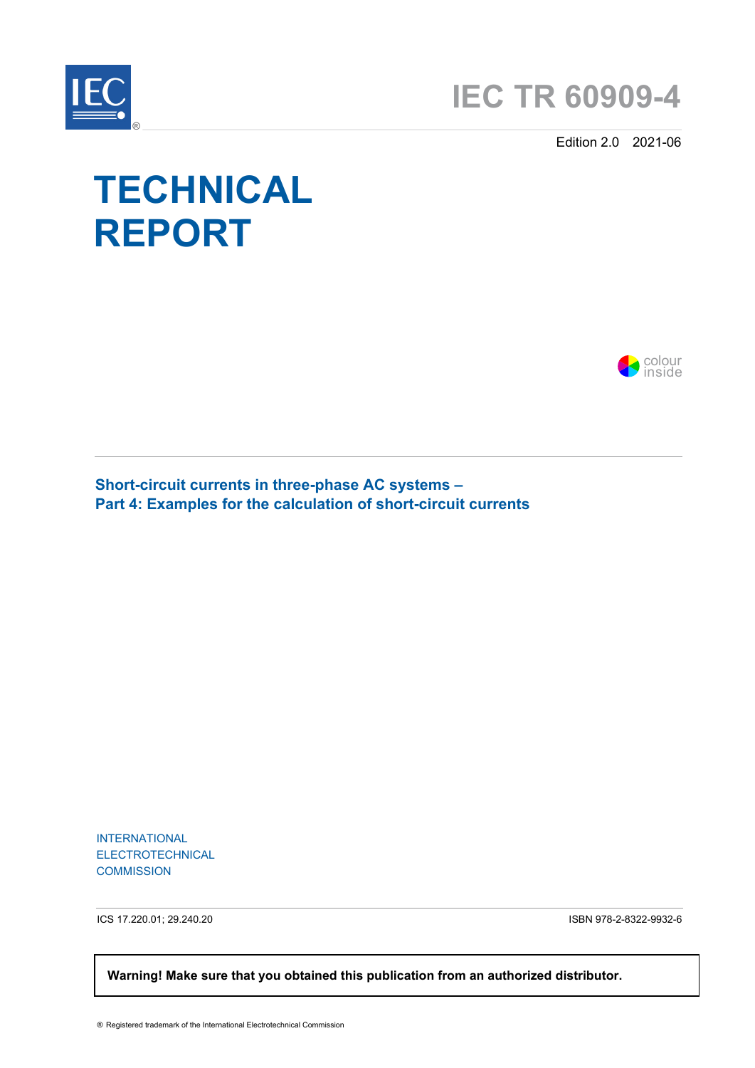IEC®

# IEC TR 60909-4

Edition 2.0 2021-06

# TECHNICAL REPORT

colour inside

## Short-circuit currents in three-phase AC systems – Part 4: Examples for the calculation of short-circuit currents

INTERNATIONAL
ELECTROTECHNICAL
COMMISSION

ICS 17.220.01; 29.240.20

ISBN 978-2-8322-9932-6

**Warning! Make sure that you obtained this publication from an authorized distributor.**

® Registered trademark of the International Electrotechnical Commission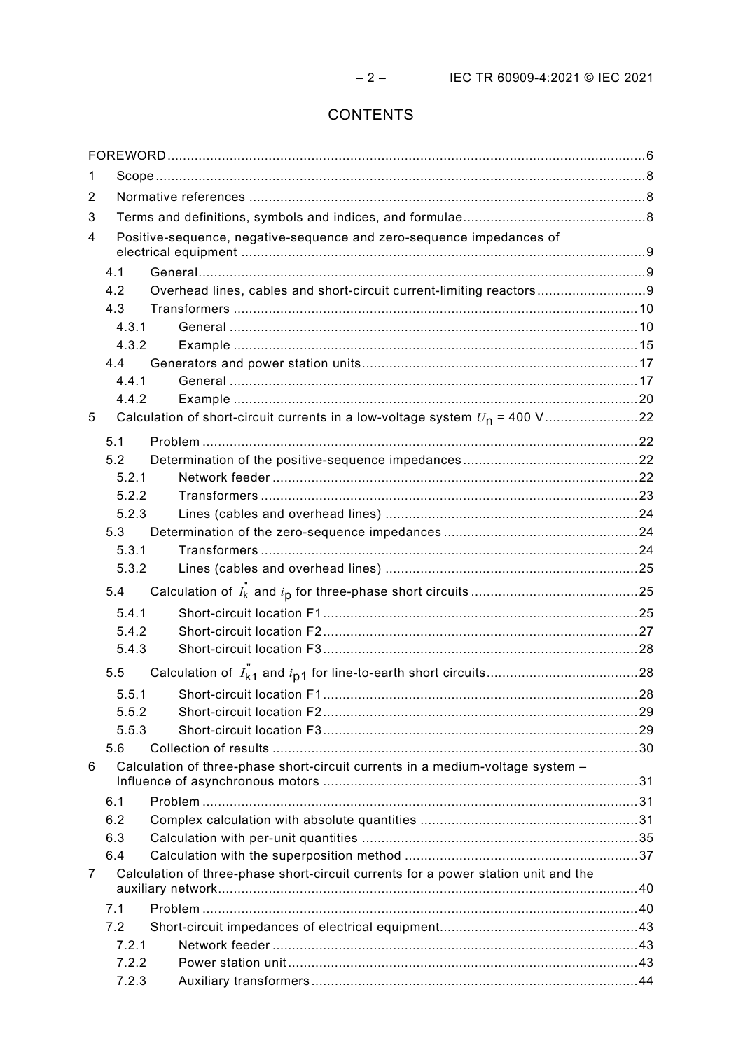# CONTENTS

FOREWORD .... 6

1 Scope .... 8

2 Normative references .... 8

3 Terms and definitions, symbols and indices, and formulae .... 8

4 Positive-sequence, negative-sequence and zero-sequence impedances of electrical equipment .... 9

- 4.1 General .... 9
- 4.2 Overhead lines, cables and short-circuit current-limiting reactors .... 9
- 4.3 Transformers .... 10
  - 4.3.1 General .... 10
  - 4.3.2 Example .... 15
- 4.4 Generators and power station units .... 17
  - 4.4.1 General .... 17
  - 4.4.2 Example .... 20

5 Calculation of short-circuit currents in a low-voltage system $U_n$ = 400 V .... 22

- 5.1 Problem .... 22
- 5.2 Determination of the positive-sequence impedances .... 22
  - 5.2.1 Network feeder .... 22
  - 5.2.2 Transformers .... 23
  - 5.2.3 Lines (cables and overhead lines) .... 24
- 5.3 Determination of the zero-sequence impedances .... 24
  - 5.3.1 Transformers .... 24
  - 5.3.2 Lines (cables and overhead lines) .... 25
- 5.4 Calculation of $I_k''$ and $i_p$ for three-phase short circuits .... 25
  - 5.4.1 Short-circuit location F1 .... 25
  - 5.4.2 Short-circuit location F2 .... 27
  - 5.4.3 Short-circuit location F3 .... 28
- 5.5 Calculation of $I_{k1}''$ and $i_{p1}$ for line-to-earth short circuits .... 28
  - 5.5.1 Short-circuit location F1 .... 28
  - 5.5.2 Short-circuit location F2 .... 29
  - 5.5.3 Short-circuit location F3 .... 29
- 5.6 Collection of results .... 30

6 Calculation of three-phase short-circuit currents in a medium-voltage system – Influence of asynchronous motors .... 31

- 6.1 Problem .... 31
- 6.2 Complex calculation with absolute quantities .... 31
- 6.3 Calculation with per-unit quantities .... 35
- 6.4 Calculation with the superposition method .... 37

7 Calculation of three-phase short-circuit currents for a power station unit and the auxiliary network .... 40

- 7.1 Problem .... 40
- 7.2 Short-circuit impedances of electrical equipment .... 43
  - 7.2.1 Network feeder .... 43
  - 7.2.2 Power station unit .... 43
  - 7.2.3 Auxiliary transformers .... 44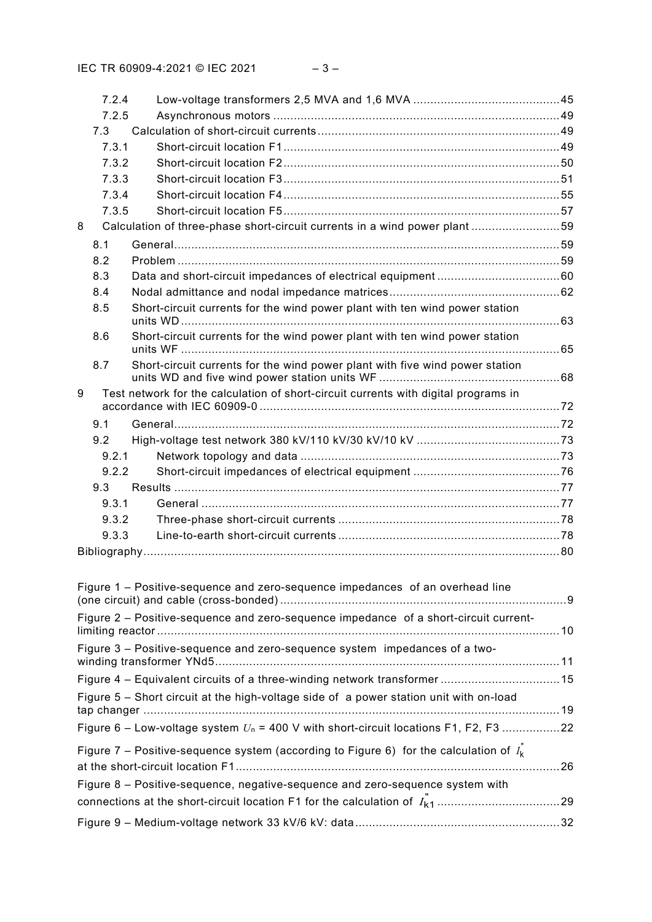7.2.4 Low-voltage transformers 2,5 MVA and 1,6 MVA ....................................................45
7.2.5 Asynchronous motors ....................................................................................49
7.3 Calculation of short-circuit currents ....................................................................49
7.3.1 Short-circuit location F1 ..................................................................................49
7.3.2 Short-circuit location F2 ..................................................................................50
7.3.3 Short-circuit location F3 ..................................................................................51
7.3.4 Short-circuit location F4 ..................................................................................55
7.3.5 Short-circuit location F5 ..................................................................................57
8 Calculation of three-phase short-circuit currents in a wind power plant ..........................59
8.1 General ..................................................................................................................59
8.2 Problem .................................................................................................................59
8.3 Data and short-circuit impedances of electrical equipment ....................................60
8.4 Nodal admittance and nodal impedance matrices ..................................................62
8.5 Short-circuit currents for the wind power plant with ten wind power station units WD ..................................................................................................................63
8.6 Short-circuit currents for the wind power plant with ten wind power station units WF ..................................................................................................................65
8.7 Short-circuit currents for the wind power plant with five wind power station units WD and five wind power station units WF .....................................................68
9 Test network for the calculation of short-circuit currents with digital programs in accordance with IEC 60909-0 ........................................................................................72
9.1 General ..................................................................................................................72
9.2 High-voltage test network 380 kV/110 kV/30 kV/10 kV ..........................................73
9.2.1 Network topology and data .............................................................................73
9.2.2 Short-circuit impedances of electrical equipment ............................................76
9.3 Results ..................................................................................................................77
9.3.1 General ...........................................................................................................77
9.3.2 Three-phase short-circuit currents ..................................................................78
9.3.3 Line-to-earth short-circuit currents ..................................................................78
Bibliography ......................................................................................................................80

Figure 1 – Positive-sequence and zero-sequence impedances of an overhead line (one circuit) and cable (cross-bonded) ......................................................................................9
Figure 2 – Positive-sequence and zero-sequence impedance of a short-circuit current-limiting reactor ...............................................................................................................10
Figure 3 – Positive-sequence and zero-sequence system impedances of a two-winding transformer YNd5 ...................................................................................................11
Figure 4 – Equivalent circuits of a three-winding network transformer ...................................15
Figure 5 – Short circuit at the high-voltage side of a power station unit with on-load tap changer ......................................................................................................................19
Figure 6 – Low-voltage system $U_n$ = 400 V with short-circuit locations F1, F2, F3 .................22
Figure 7 – Positive-sequence system (according to Figure 6) for the calculation of $I''_k$ at the short-circuit location F1 ..............................................................................................26
Figure 8 – Positive-sequence, negative-sequence and zero-sequence system with connections at the short-circuit location F1 for the calculation of $I''_{k1}$ ....................................29
Figure 9 – Medium-voltage network 33 kV/6 kV: data ............................................................32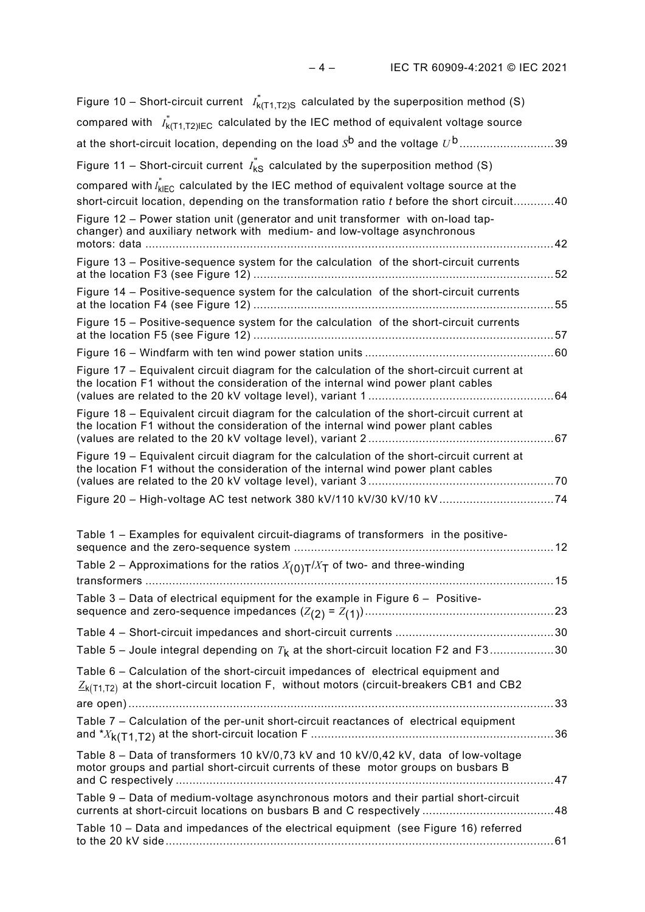Figure 10 – Short-circuit current $I''_{k(T1,T2)S}$ calculated by the superposition method (S) compared with $I''_{k(T1,T2)IEC}$ calculated by the IEC method of equivalent voltage source at the short-circuit location, depending on the load $S^{b}$ and the voltage $U^{b}$ ............................39

Figure 11 – Short-circuit current $I''_{kS}$ calculated by the superposition method (S) compared with $I''_{kIEC}$ calculated by the IEC method of equivalent voltage source at the short-circuit location, depending on the transformation ratio $t$ before the short circuit............40

Figure 12 – Power station unit (generator and unit transformer with on-load tap-changer) and auxiliary network with medium- and low-voltage asynchronous motors: data .........................................................................................................................42

Figure 13 – Positive-sequence system for the calculation of the short-circuit currents at the location F3 (see Figure 12) ..........................................................................................52

Figure 14 – Positive-sequence system for the calculation of the short-circuit currents at the location F4 (see Figure 12) ..........................................................................................55

Figure 15 – Positive-sequence system for the calculation of the short-circuit currents at the location F5 (see Figure 12) ..........................................................................................57

Figure 16 – Windfarm with ten wind power station units ........................................................60

Figure 17 – Equivalent circuit diagram for the calculation of the short-circuit current at the location F1 without the consideration of the internal wind power plant cables (values are related to the 20 kV voltage level), variant 1 .......................................................64

Figure 18 – Equivalent circuit diagram for the calculation of the short-circuit current at the location F1 without the consideration of the internal wind power plant cables (values are related to the 20 kV voltage level), variant 2 .......................................................67

Figure 19 – Equivalent circuit diagram for the calculation of the short-circuit current at the location F1 without the consideration of the internal wind power plant cables (values are related to the 20 kV voltage level), variant 3 .......................................................70

Figure 20 – High-voltage AC test network 380 kV/110 kV/30 kV/10 kV ..................................74

Table 1 – Examples for equivalent circuit-diagrams of transformers in the positive-sequence and the zero-sequence system .............................................................................12

Table 2 – Approximations for the ratios $X_{(0)T}/X_{T}$ of two- and three-winding transformers ..........................................................................................................................15

Table 3 – Data of electrical equipment for the example in Figure 6 – Positive-sequence and zero-sequence impedances ($Z_{(2)} = Z_{(1)}$) ........................................................23

Table 4 – Short-circuit impedances and short-circuit currents ...............................................30

Table 5 – Joule integral depending on $T_{k}$ at the short-circuit location F2 and F3...................30

Table 6 – Calculation of the short-circuit impedances of electrical equipment and $\underline{Z}_{k(T1,T2)}$ at the short-circuit location F, without motors (circuit-breakers CB1 and CB2 are open)...............................................................................................................................33

Table 7 – Calculation of the per-unit short-circuit reactances of electrical equipment and $^{*}X_{k(T1,T2)}$ at the short-circuit location F ........................................................................36

Table 8 – Data of transformers 10 kV/0,73 kV and 10 kV/0,42 kV, data of low-voltage motor groups and partial short-circuit currents of these motor groups on busbars B and C respectively .................................................................................................................47

Table 9 – Data of medium-voltage asynchronous motors and their partial short-circuit currents at short-circuit locations on busbars B and C respectively .......................................48

Table 10 – Data and impedances of the electrical equipment (see Figure 16) referred to the 20 kV side...................................................................................................................61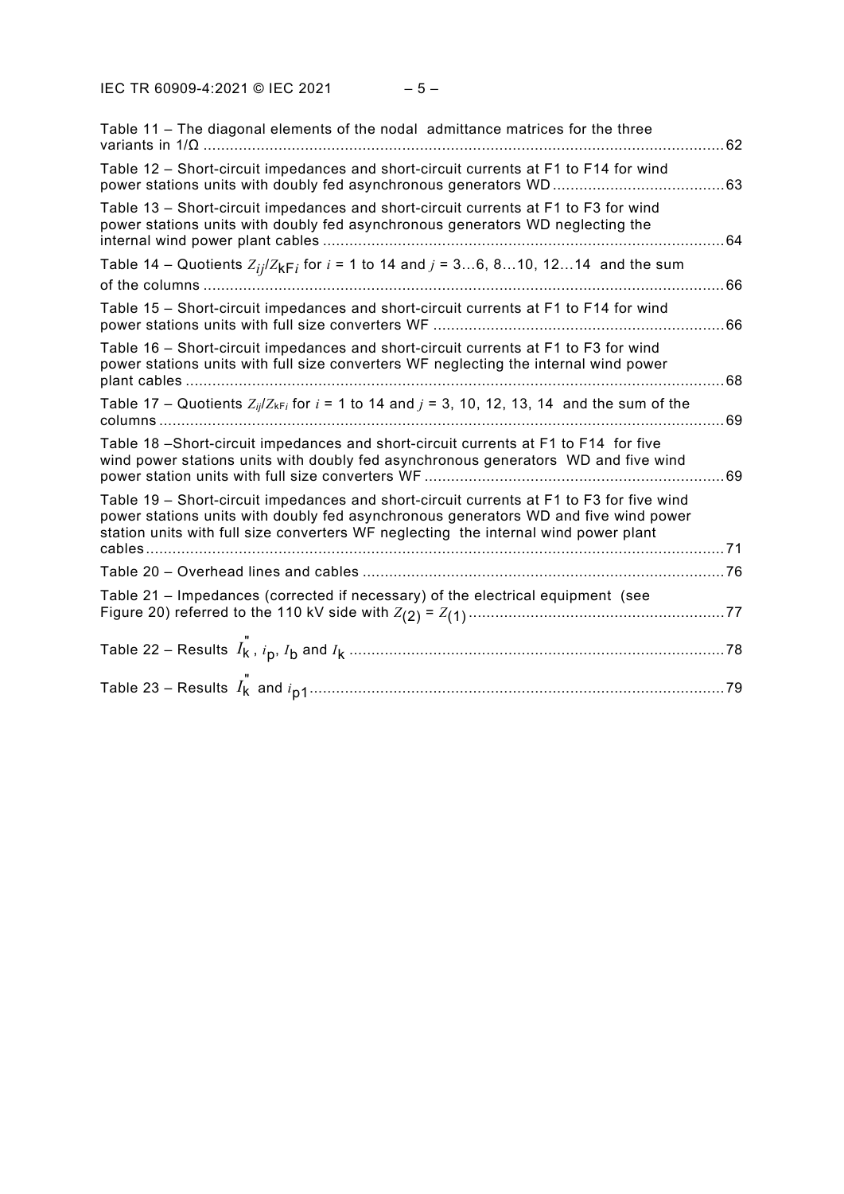Table 11 – The diagonal elements of the nodal admittance matrices for the three variants in 1/Ω ..... 62

Table 12 – Short-circuit impedances and short-circuit currents at F1 to F14 for wind power stations units with doubly fed asynchronous generators WD ..... 63

Table 13 – Short-circuit impedances and short-circuit currents at F1 to F3 for wind power stations units with doubly fed asynchronous generators WD neglecting the internal wind power plant cables ..... 64

Table 14 – Quotients $Z_{ij}/Z_{kFi}$ for $i$ = 1 to 14 and $j$ = 3…6, 8…10, 12…14 and the sum of the columns ..... 66

Table 15 – Short-circuit impedances and short-circuit currents at F1 to F14 for wind power stations units with full size converters WF ..... 66

Table 16 – Short-circuit impedances and short-circuit currents at F1 to F3 for wind power stations units with full size converters WF neglecting the internal wind power plant cables ..... 68

Table 17 – Quotients $Z_{ij}/Z_{kFi}$ for $i$ = 1 to 14 and $j$ = 3, 10, 12, 13, 14 and the sum of the columns ..... 69

Table 18 –Short-circuit impedances and short-circuit currents at F1 to F14 for five wind power stations units with doubly fed asynchronous generators WD and five wind power station units with full size converters WF ..... 69

Table 19 – Short-circuit impedances and short-circuit currents at F1 to F3 for five wind power stations units with doubly fed asynchronous generators WD and five wind power station units with full size converters WF neglecting the internal wind power plant cables ..... 71

Table 20 – Overhead lines and cables ..... 76

Table 21 – Impedances (corrected if necessary) of the electrical equipment (see Figure 20) referred to the 110 kV side with $Z_{(2)} = Z_{(1)}$ ..... 77

Table 22 – Results $I_k''$, $i_p$, $I_b$ and $I_k$ ..... 78

Table 23 – Results $I_k''$ and $i_{p1}$ ..... 79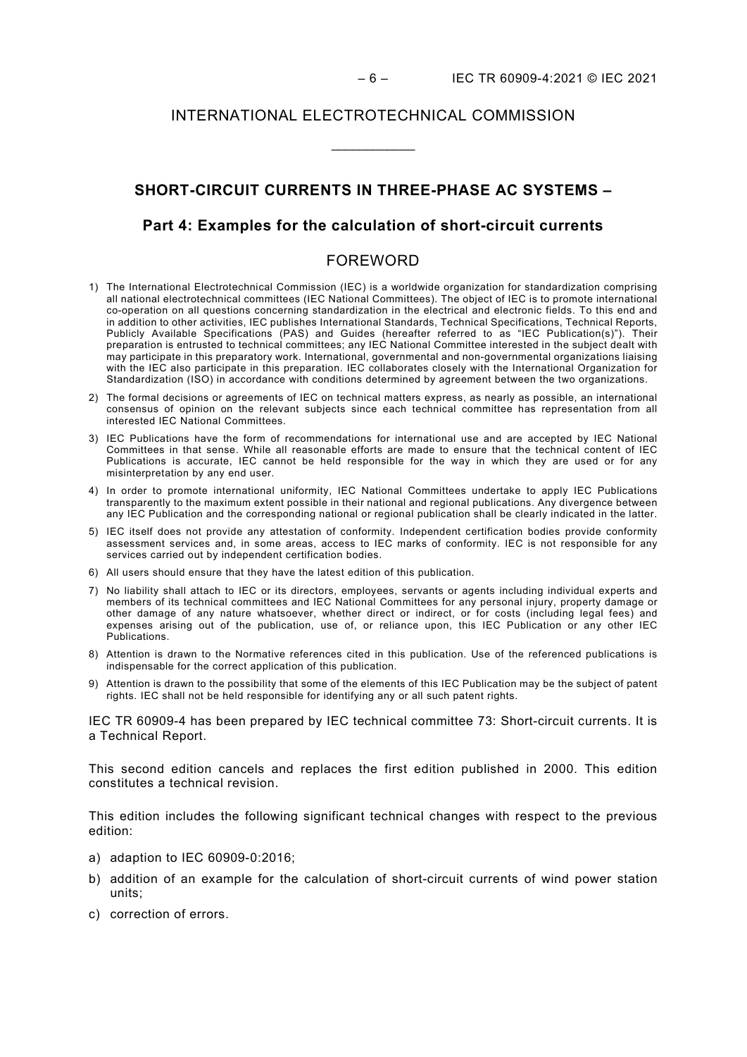# INTERNATIONAL ELECTROTECHNICAL COMMISSION

\_\_\_\_\_\_\_\_\_\_\_\_

## SHORT-CIRCUIT CURRENTS IN THREE-PHASE AC SYSTEMS –

## Part 4: Examples for the calculation of short-circuit currents

## FOREWORD

1) The International Electrotechnical Commission (IEC) is a worldwide organization for standardization comprising all national electrotechnical committees (IEC National Committees). The object of IEC is to promote international co-operation on all questions concerning standardization in the electrical and electronic fields. To this end and in addition to other activities, IEC publishes International Standards, Technical Specifications, Technical Reports, Publicly Available Specifications (PAS) and Guides (hereafter referred to as "IEC Publication(s)"). Their preparation is entrusted to technical committees; any IEC National Committee interested in the subject dealt with may participate in this preparatory work. International, governmental and non-governmental organizations liaising with the IEC also participate in this preparation. IEC collaborates closely with the International Organization for Standardization (ISO) in accordance with conditions determined by agreement between the two organizations.
2) The formal decisions or agreements of IEC on technical matters express, as nearly as possible, an international consensus of opinion on the relevant subjects since each technical committee has representation from all interested IEC National Committees.
3) IEC Publications have the form of recommendations for international use and are accepted by IEC National Committees in that sense. While all reasonable efforts are made to ensure that the technical content of IEC Publications is accurate, IEC cannot be held responsible for the way in which they are used or for any misinterpretation by any end user.
4) In order to promote international uniformity, IEC National Committees undertake to apply IEC Publications transparently to the maximum extent possible in their national and regional publications. Any divergence between any IEC Publication and the corresponding national or regional publication shall be clearly indicated in the latter.
5) IEC itself does not provide any attestation of conformity. Independent certification bodies provide conformity assessment services and, in some areas, access to IEC marks of conformity. IEC is not responsible for any services carried out by independent certification bodies.
6) All users should ensure that they have the latest edition of this publication.
7) No liability shall attach to IEC or its directors, employees, servants or agents including individual experts and members of its technical committees and IEC National Committees for any personal injury, property damage or other damage of any nature whatsoever, whether direct or indirect, or for costs (including legal fees) and expenses arising out of the publication, use of, or reliance upon, this IEC Publication or any other IEC Publications.
8) Attention is drawn to the Normative references cited in this publication. Use of the referenced publications is indispensable for the correct application of this publication.
9) Attention is drawn to the possibility that some of the elements of this IEC Publication may be the subject of patent rights. IEC shall not be held responsible for identifying any or all such patent rights.

IEC TR 60909-4 has been prepared by IEC technical committee 73: Short-circuit currents. It is a Technical Report.

This second edition cancels and replaces the first edition published in 2000. This edition constitutes a technical revision.

This edition includes the following significant technical changes with respect to the previous edition:

a) adaption to IEC 60909-0:2016;
b) addition of an example for the calculation of short-circuit currents of wind power station units;
c) correction of errors.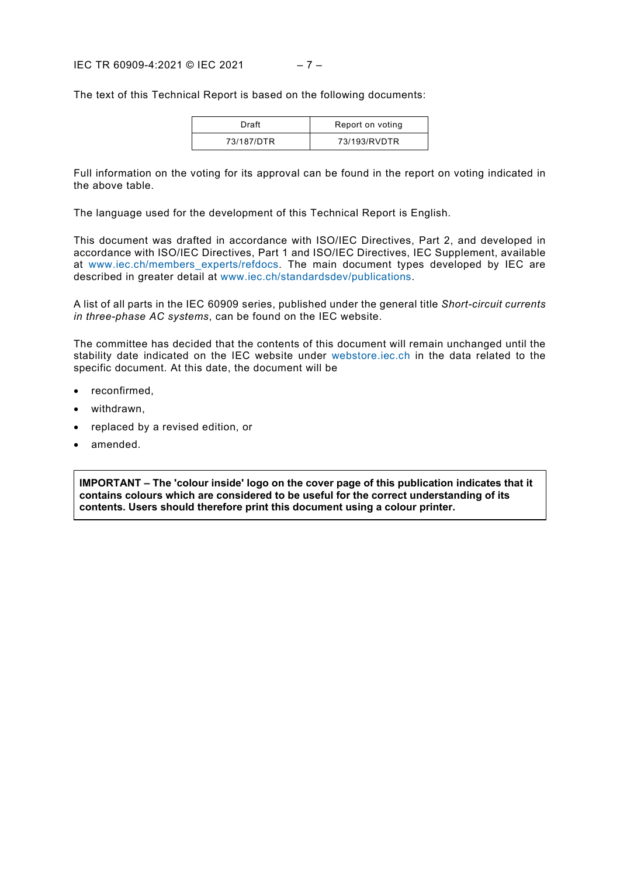The text of this Technical Report is based on the following documents:

| Draft | Report on voting |
| --- | --- |
| 73/187/DTR | 73/193/RVDTR |

Full information on the voting for its approval can be found in the report on voting indicated in the above table.

The language used for the development of this Technical Report is English.

This document was drafted in accordance with ISO/IEC Directives, Part 2, and developed in accordance with ISO/IEC Directives, Part 1 and ISO/IEC Directives, IEC Supplement, available at www.iec.ch/members_experts/refdocs. The main document types developed by IEC are described in greater detail at www.iec.ch/standardsdev/publications.

A list of all parts in the IEC 60909 series, published under the general title *Short-circuit currents in three-phase AC systems*, can be found on the IEC website.

The committee has decided that the contents of this document will remain unchanged until the stability date indicated on the IEC website under webstore.iec.ch in the data related to the specific document. At this date, the document will be

- reconfirmed,
- withdrawn,
- replaced by a revised edition, or
- amended.

**IMPORTANT – The 'colour inside' logo on the cover page of this publication indicates that it contains colours which are considered to be useful for the correct understanding of its contents. Users should therefore print this document using a colour printer.**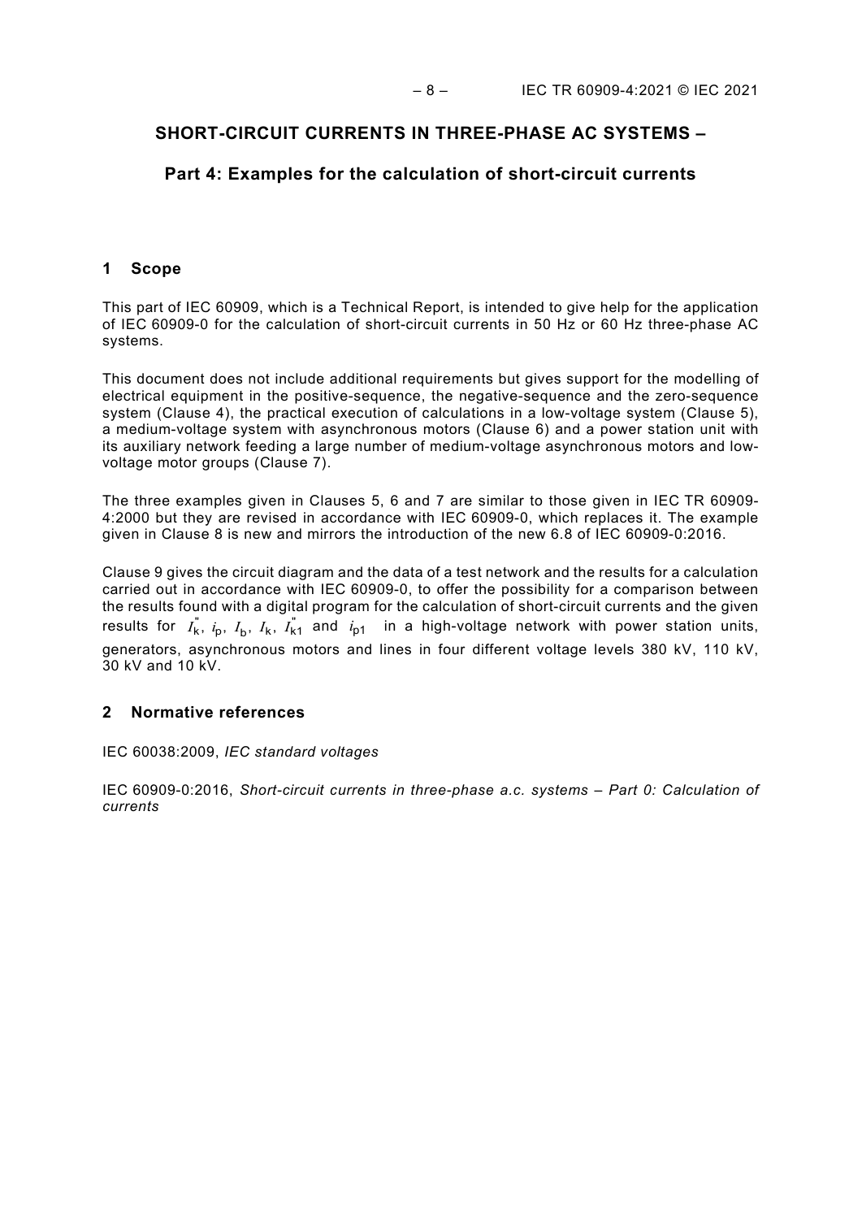# SHORT-CIRCUIT CURRENTS IN THREE-PHASE AC SYSTEMS –

## Part 4: Examples for the calculation of short-circuit currents

## 1 Scope

This part of IEC 60909, which is a Technical Report, is intended to give help for the application of IEC 60909-0 for the calculation of short-circuit currents in 50 Hz or 60 Hz three-phase AC systems.

This document does not include additional requirements but gives support for the modelling of electrical equipment in the positive-sequence, the negative-sequence and the zero-sequence system (Clause 4), the practical execution of calculations in a low-voltage system (Clause 5), a medium-voltage system with asynchronous motors (Clause 6) and a power station unit with its auxiliary network feeding a large number of medium-voltage asynchronous motors and low-voltage motor groups (Clause 7).

The three examples given in Clauses 5, 6 and 7 are similar to those given in IEC TR 60909-4:2000 but they are revised in accordance with IEC 60909-0, which replaces it. The example given in Clause 8 is new and mirrors the introduction of the new 6.8 of IEC 60909-0:2016.

Clause 9 gives the circuit diagram and the data of a test network and the results for a calculation carried out in accordance with IEC 60909-0, to offer the possibility for a comparison between the results found with a digital program for the calculation of short-circuit currents and the given results for $I''_{\mathrm{k}}$, $i_{\mathrm{p}}$, $I_{\mathrm{b}}$, $I_{\mathrm{k}}$, $I''_{\mathrm{k1}}$ and $i_{\mathrm{p1}}$ in a high-voltage network with power station units, generators, asynchronous motors and lines in four different voltage levels 380 kV, 110 kV, 30 kV and 10 kV.

## 2 Normative references

IEC 60038:2009, *IEC standard voltages*

IEC 60909-0:2016, *Short-circuit currents in three-phase a.c. systems – Part 0: Calculation of currents*